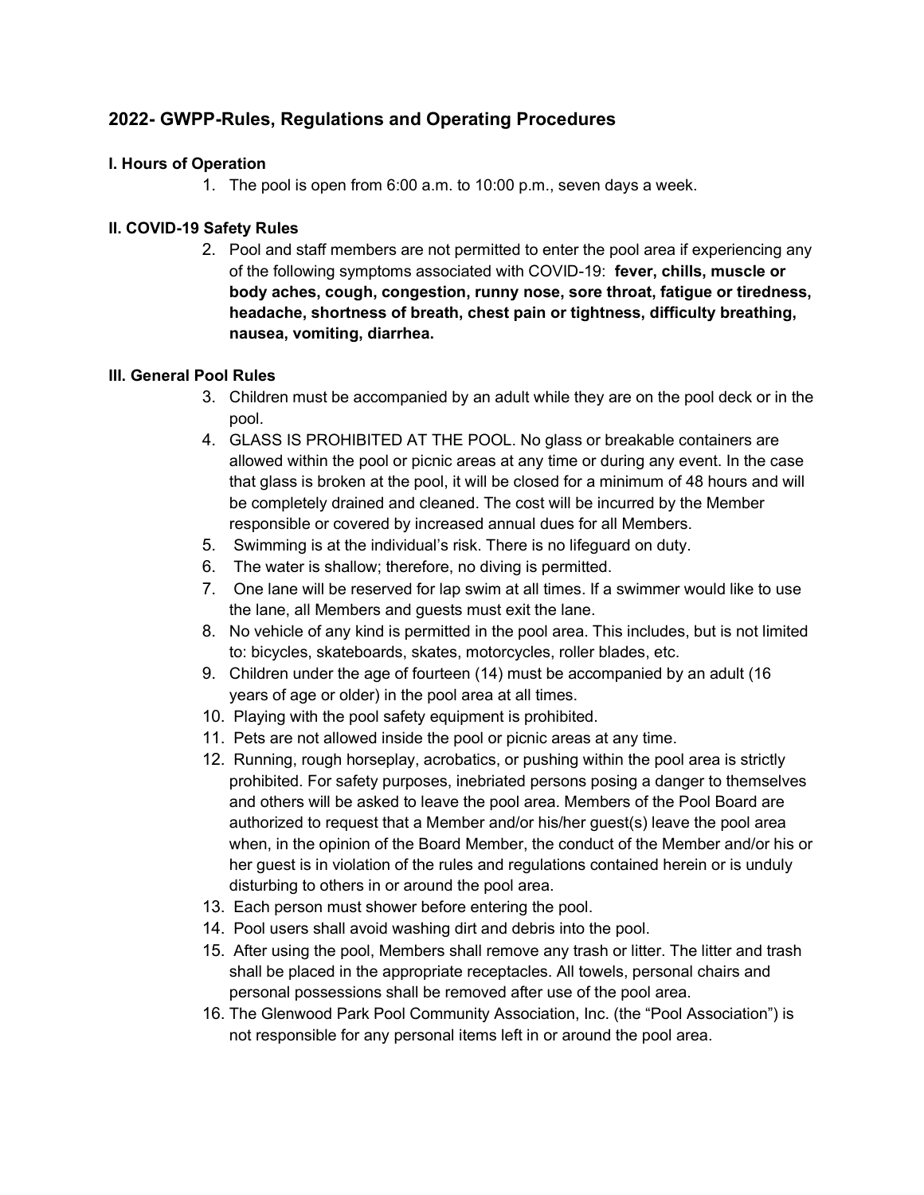## 2022- GWPP-Rules, Regulations and Operating Procedures

### I. Hours of Operation

1. The pool is open from 6:00 a.m. to 10:00 p.m., seven days a week.

### II. COVID-19 Safety Rules

2. Pool and staff members are not permitted to enter the pool area if experiencing any of the following symptoms associated with COVID-19: **fever, chills, muscle or body aches, cough, congestion, runny nose, sore throat, fatigue or tiredness, headache, shortness of breath, chest pain or tightness, difficulty breathing, nausea, vomiting, diarrhea.**

### III. General Pool Rules

3. Children must be accompanied by an adult while they are on the pool deck or in the pool.
4. GLASS IS PROHIBITED AT THE POOL. No glass or breakable containers are allowed within the pool or picnic areas at any time or during any event. In the case that glass is broken at the pool, it will be closed for a minimum of 48 hours and will be completely drained and cleaned. The cost will be incurred by the Member responsible or covered by increased annual dues for all Members.
5. Swimming is at the individual's risk. There is no lifeguard on duty.
6. The water is shallow; therefore, no diving is permitted.
7. One lane will be reserved for lap swim at all times. If a swimmer would like to use the lane, all Members and guests must exit the lane.
8. No vehicle of any kind is permitted in the pool area. This includes, but is not limited to: bicycles, skateboards, skates, motorcycles, roller blades, etc.
9. Children under the age of fourteen (14) must be accompanied by an adult (16 years of age or older) in the pool area at all times.
10. Playing with the pool safety equipment is prohibited.
11. Pets are not allowed inside the pool or picnic areas at any time.
12. Running, rough horseplay, acrobatics, or pushing within the pool area is strictly prohibited. For safety purposes, inebriated persons posing a danger to themselves and others will be asked to leave the pool area. Members of the Pool Board are authorized to request that a Member and/or his/her guest(s) leave the pool area when, in the opinion of the Board Member, the conduct of the Member and/or his or her guest is in violation of the rules and regulations contained herein or is unduly disturbing to others in or around the pool area.
13. Each person must shower before entering the pool.
14. Pool users shall avoid washing dirt and debris into the pool.
15. After using the pool, Members shall remove any trash or litter. The litter and trash shall be placed in the appropriate receptacles. All towels, personal chairs and personal possessions shall be removed after use of the pool area.
16. The Glenwood Park Pool Community Association, Inc. (the "Pool Association") is not responsible for any personal items left in or around the pool area.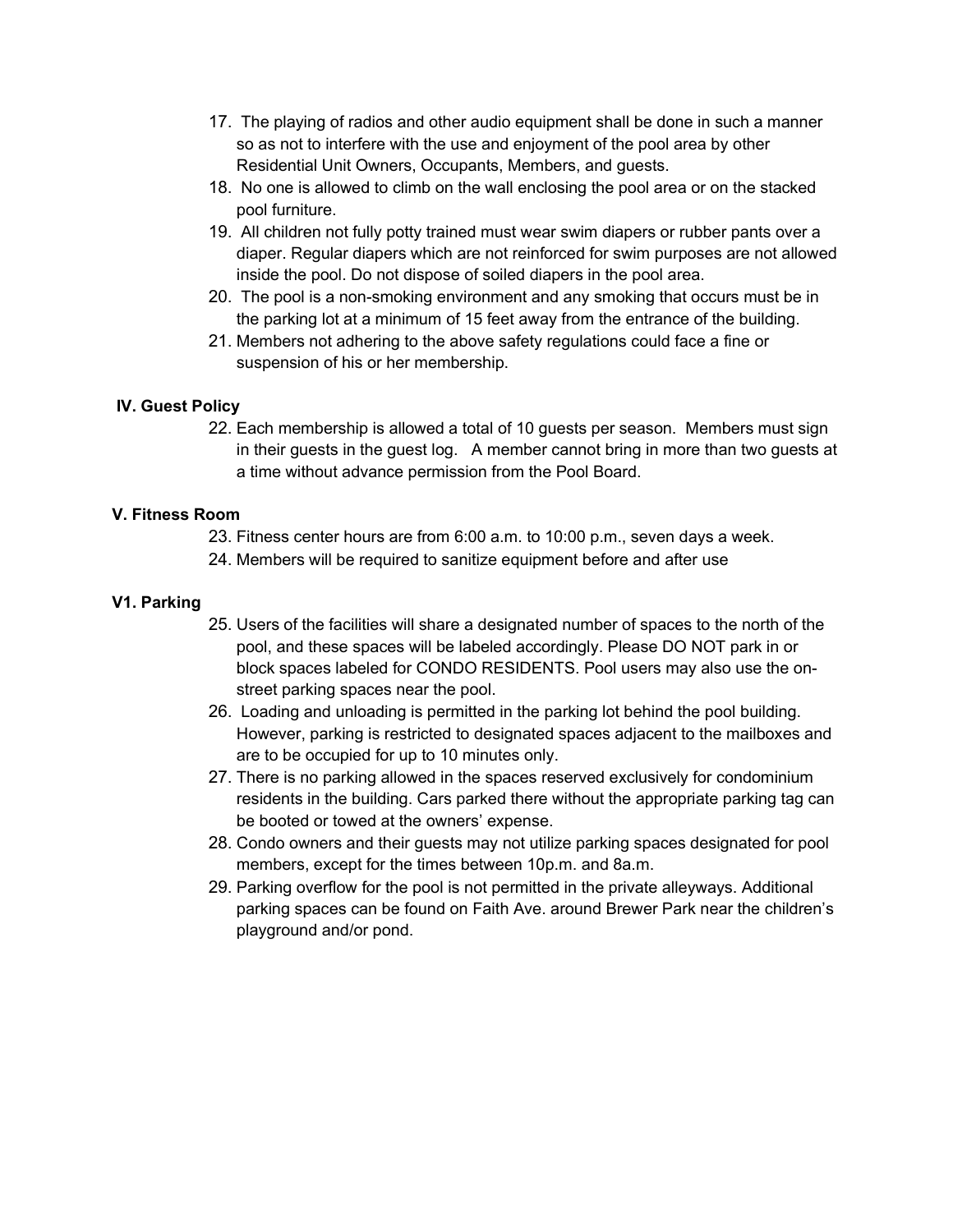17. The playing of radios and other audio equipment shall be done in such a manner so as not to interfere with the use and enjoyment of the pool area by other Residential Unit Owners, Occupants, Members, and guests.
18. No one is allowed to climb on the wall enclosing the pool area or on the stacked pool furniture.
19. All children not fully potty trained must wear swim diapers or rubber pants over a diaper. Regular diapers which are not reinforced for swim purposes are not allowed inside the pool. Do not dispose of soiled diapers in the pool area.
20. The pool is a non-smoking environment and any smoking that occurs must be in the parking lot at a minimum of 15 feet away from the entrance of the building.
21. Members not adhering to the above safety regulations could face a fine or suspension of his or her membership.

**IV. Guest Policy**

22. Each membership is allowed a total of 10 guests per season. Members must sign in their guests in the guest log. A member cannot bring in more than two guests at a time without advance permission from the Pool Board.

**V. Fitness Room**

23. Fitness center hours are from 6:00 a.m. to 10:00 p.m., seven days a week.
24. Members will be required to sanitize equipment before and after use

**V1. Parking**

25. Users of the facilities will share a designated number of spaces to the north of the pool, and these spaces will be labeled accordingly. Please DO NOT park in or block spaces labeled for CONDO RESIDENTS. Pool users may also use the on-street parking spaces near the pool.
26. Loading and unloading is permitted in the parking lot behind the pool building. However, parking is restricted to designated spaces adjacent to the mailboxes and are to be occupied for up to 10 minutes only.
27. There is no parking allowed in the spaces reserved exclusively for condominium residents in the building. Cars parked there without the appropriate parking tag can be booted or towed at the owners' expense.
28. Condo owners and their guests may not utilize parking spaces designated for pool members, except for the times between 10p.m. and 8a.m.
29. Parking overflow for the pool is not permitted in the private alleyways. Additional parking spaces can be found on Faith Ave. around Brewer Park near the children's playground and/or pond.